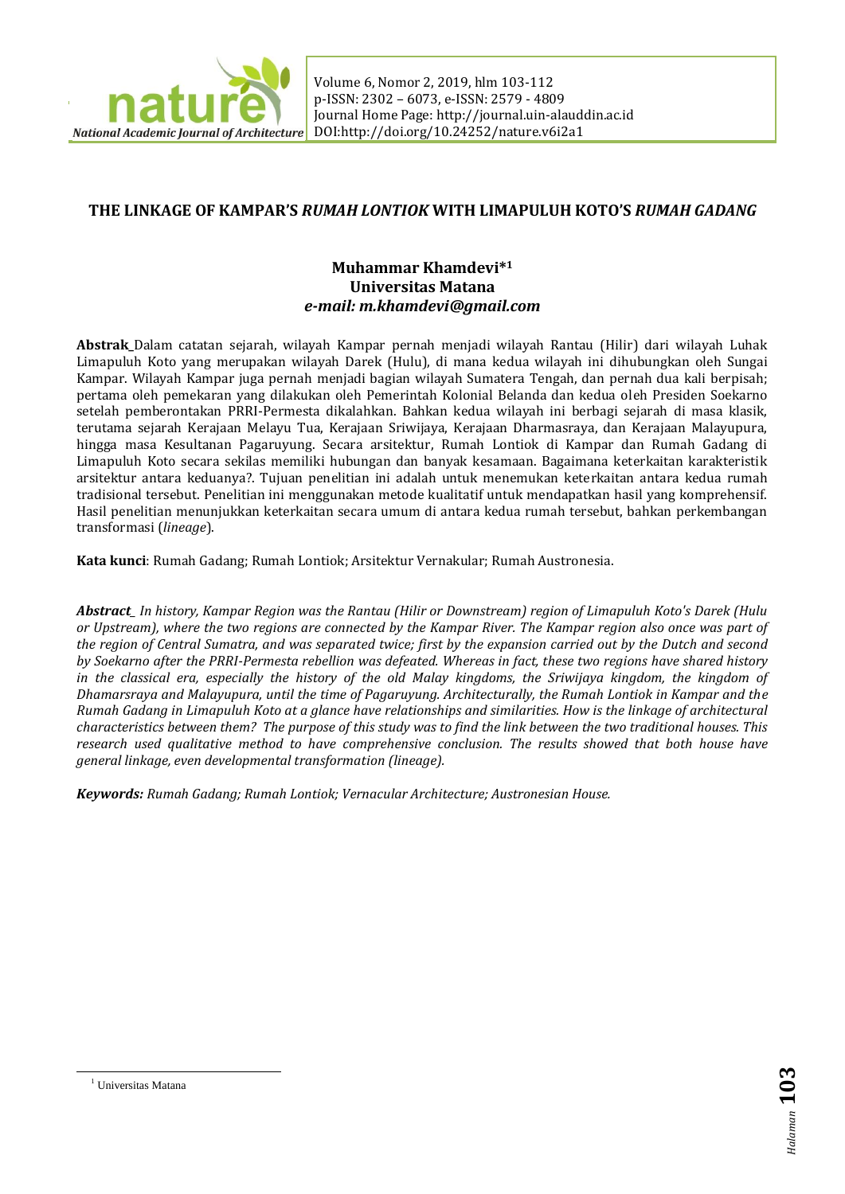# THE LINKAGE OF KAMPAR'S *RUMAH LONTIOK* WITH LIMAPULUH KOTO'S *RUMAH GADANG*

**Muhammar Khamdevi*[1]**
**Universitas Matana**
***e-mail: m.khamdevi@gmail.com***

**Abstrak_**Dalam catatan sejarah, wilayah Kampar pernah menjadi wilayah Rantau (Hilir) dari wilayah Luhak Limapuluh Koto yang merupakan wilayah Darek (Hulu), di mana kedua wilayah ini dihubungkan oleh Sungai Kampar. Wilayah Kampar juga pernah menjadi bagian wilayah Sumatera Tengah, dan pernah dua kali berpisah; pertama oleh pemekaran yang dilakukan oleh Pemerintah Kolonial Belanda dan kedua oleh Presiden Soekarno setelah pemberontakan PRRI-Permesta dikalahkan. Bahkan kedua wilayah ini berbagi sejarah di masa klasik, terutama sejarah Kerajaan Melayu Tua, Kerajaan Sriwijaya, Kerajaan Dharmasraya, dan Kerajaan Malayupura, hingga masa Kesultanan Pagaruyung. Secara arsitektur, Rumah Lontiok di Kampar dan Rumah Gadang di Limapuluh Koto secara sekilas memiliki hubungan dan banyak kesamaan. Bagaimana keterkaitan karakteristik arsitektur antara keduanya?. Tujuan penelitian ini adalah untuk menemukan keterkaitan antara kedua rumah tradisional tersebut. Penelitian ini menggunakan metode kualitatif untuk mendapatkan hasil yang komprehensif. Hasil penelitian menunjukkan keterkaitan secara umum di antara kedua rumah tersebut, bahkan perkembangan transformasi (*lineage*).

**Kata kunci**: Rumah Gadang; Rumah Lontiok; Arsitektur Vernakular; Rumah Austronesia.

***Abstract_*** *In history, Kampar Region was the Rantau (Hilir or Downstream) region of Limapuluh Koto's Darek (Hulu or Upstream), where the two regions are connected by the Kampar River. The Kampar region also once was part of the region of Central Sumatra, and was separated twice; first by the expansion carried out by the Dutch and second by Soekarno after the PRRI-Permesta rebellion was defeated. Whereas in fact, these two regions have shared history in the classical era, especially the history of the old Malay kingdoms, the Sriwijaya kingdom, the kingdom of Dhamarsraya and Malayupura, until the time of Pagaruyung. Architecturally, the Rumah Lontiok in Kampar and the Rumah Gadang in Limapuluh Koto at a glance have relationships and similarities. How is the linkage of architectural characteristics between them? The purpose of this study was to find the link between the two traditional houses. This research used qualitative method to have comprehensive conclusion. The results showed that both house have general linkage, even developmental transformation (lineage).*

***Keywords:*** *Rumah Gadang; Rumah Lontiok; Vernacular Architecture; Austronesian House.*

[1] Universitas Matana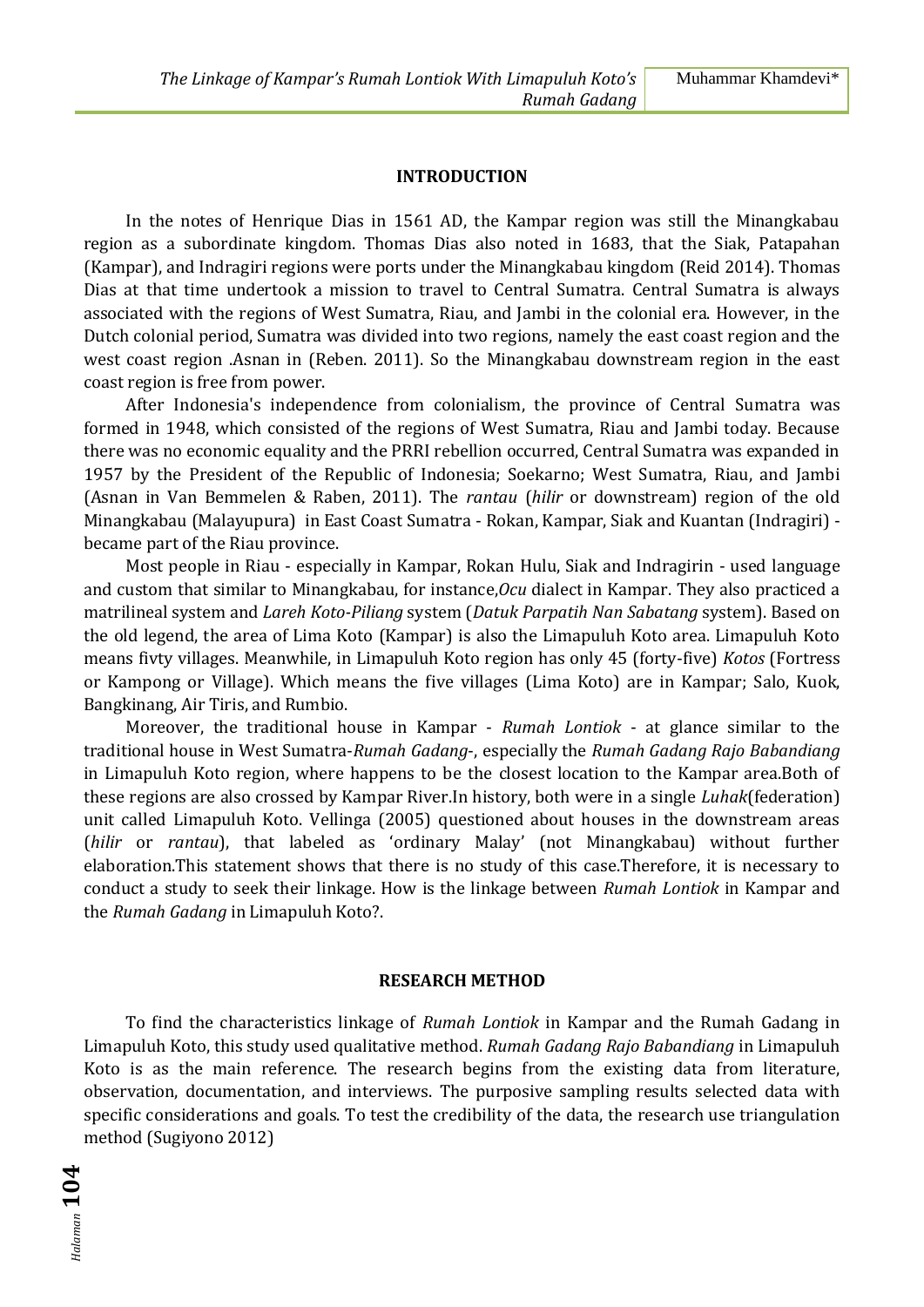## INTRODUCTION

In the notes of Henrique Dias in 1561 AD, the Kampar region was still the Minangkabau region as a subordinate kingdom. Thomas Dias also noted in 1683, that the Siak, Patapahan (Kampar), and Indragiri regions were ports under the Minangkabau kingdom (Reid 2014). Thomas Dias at that time undertook a mission to travel to Central Sumatra. Central Sumatra is always associated with the regions of West Sumatra, Riau, and Jambi in the colonial era. However, in the Dutch colonial period, Sumatra was divided into two regions, namely the east coast region and the west coast region .Asnan in (Reben. 2011). So the Minangkabau downstream region in the east coast region is free from power.

After Indonesia's independence from colonialism, the province of Central Sumatra was formed in 1948, which consisted of the regions of West Sumatra, Riau and Jambi today. Because there was no economic equality and the PRRI rebellion occurred, Central Sumatra was expanded in 1957 by the President of the Republic of Indonesia; Soekarno; West Sumatra, Riau, and Jambi (Asnan in Van Bemmelen & Raben, 2011). The *rantau* (*hilir* or downstream) region of the old Minangkabau (Malayupura) in East Coast Sumatra - Rokan, Kampar, Siak and Kuantan (Indragiri) - became part of the Riau province.

Most people in Riau - especially in Kampar, Rokan Hulu, Siak and Indragirin - used language and custom that similar to Minangkabau, for instance,*Ocu* dialect in Kampar. They also practiced a matrilineal system and *Lareh Koto-Piliang* system (*Datuk Parpatih Nan Sabatang* system). Based on the old legend, the area of Lima Koto (Kampar) is also the Limapuluh Koto area. Limapuluh Koto means fivty villages. Meanwhile, in Limapuluh Koto region has only 45 (forty-five) *Kotos* (Fortress or Kampong or Village). Which means the five villages (Lima Koto) are in Kampar; Salo, Kuok, Bangkinang, Air Tiris, and Rumbio.

Moreover, the traditional house in Kampar - *Rumah Lontiok* - at glance similar to the traditional house in West Sumatra-*Rumah Gadang*-, especially the *Rumah Gadang Rajo Babandiang* in Limapuluh Koto region, where happens to be the closest location to the Kampar area.Both of these regions are also crossed by Kampar River.In history, both were in a single *Luhak*(federation) unit called Limapuluh Koto. Vellinga (2005) questioned about houses in the downstream areas (*hilir* or *rantau*), that labeled as 'ordinary Malay' (not Minangkabau) without further elaboration.This statement shows that there is no study of this case.Therefore, it is necessary to conduct a study to seek their linkage. How is the linkage between *Rumah Lontiok* in Kampar and the *Rumah Gadang* in Limapuluh Koto?.

## RESEARCH METHOD

To find the characteristics linkage of *Rumah Lontiok* in Kampar and the Rumah Gadang in Limapuluh Koto, this study used qualitative method. *Rumah Gadang Rajo Babandiang* in Limapuluh Koto is as the main reference. The research begins from the existing data from literature, observation, documentation, and interviews. The purposive sampling results selected data with specific considerations and goals. To test the credibility of the data, the research use triangulation method (Sugiyono 2012)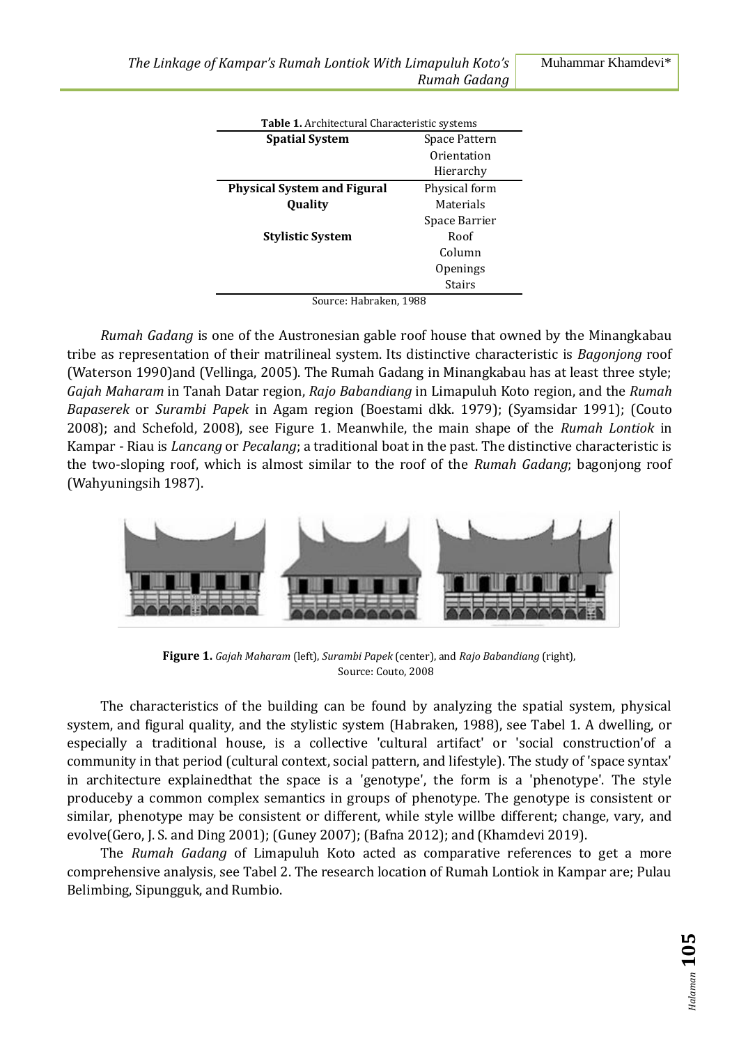**Table 1.** Architectural Characteristic systems

| | |
|---|---|
| **Spatial System** | Space Pattern |
| | Orientation |
| | Hierarchy |
| **Physical System and Figural Quality** | Physical form |
| | Materials |
| | Space Barrier |
| **Stylistic System** | Roof |
| | Column |
| | Openings |
| | Stairs |

Source: Habraken, 1988

*Rumah Gadang* is one of the Austronesian gable roof house that owned by the Minangkabau tribe as representation of their matrilineal system. Its distinctive characteristic is *Bagonjong* roof (Waterson 1990)and (Vellinga, 2005). The Rumah Gadang in Minangkabau has at least three style; *Gajah Maharam* in Tanah Datar region, *Rajo Babandiang* in Limapuluh Koto region, and the *Rumah Bapaserek* or *Surambi Papek* in Agam region (Boestami dkk. 1979); (Syamsidar 1991); (Couto 2008); and Schefold, 2008), see Figure 1. Meanwhile, the main shape of the *Rumah Lontiok* in Kampar - Riau is *Lancang* or *Pecalang*; a traditional boat in the past. The distinctive characteristic is the two-sloping roof, which is almost similar to the roof of the *Rumah Gadang*; bagonjong roof (Wahyuningsih 1987).

**Figure 1.** *Gajah Maharam* (left), *Surambi Papek* (center), and *Rajo Babandiang* (right), Source: Couto, 2008

The characteristics of the building can be found by analyzing the spatial system, physical system, and figural quality, and the stylistic system (Habraken, 1988), see Tabel 1. A dwelling, or especially a traditional house, is a collective 'cultural artifact' or 'social construction'of a community in that period (cultural context, social pattern, and lifestyle). The study of 'space syntax' in architecture explainedthat the space is a 'genotype', the form is a 'phenotype'. The style produceby a common complex semantics in groups of phenotype. The genotype is consistent or similar, phenotype may be consistent or different, while style willbe different; change, vary, and evolve(Gero, J. S. and Ding 2001); (Guney 2007); (Bafna 2012); and (Khamdevi 2019).

The *Rumah Gadang* of Limapuluh Koto acted as comparative references to get a more comprehensive analysis, see Tabel 2. The research location of Rumah Lontiok in Kampar are; Pulau Belimbing, Sipungguk, and Rumbio.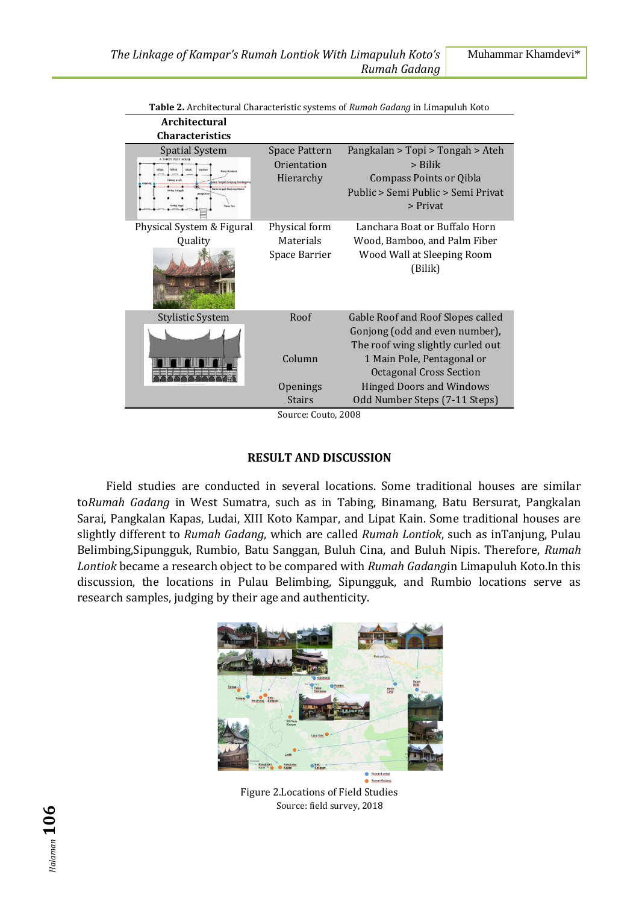**Table 2.** Architectural Characteristic systems of *Rumah Gadang* in Limapuluh Koto

| Architectural Characteristics | | |
|---|---|---|
| Spatial System | Space Pattern<br>Orientation<br>Hierarchy | Pangkalan > Topi > Tongah > Ateh > Bilik<br>Compass Points or Qibla<br>Public > Semi Public > Semi Privat > Privat |
| Physical System & Figural Quality | Physical form<br>Materials<br>Space Barrier | Lanchara Boat or Buffalo Horn<br>Wood, Bamboo, and Palm Fiber<br>Wood Wall at Sleeping Room (Bilik) |
| Stylistic System | Roof<br><br>Column<br><br>Openings<br>Stairs | Gable Roof and Roof Slopes called Gonjong (odd and even number), The roof wing slightly curled out<br>1 Main Pole, Pentagonal or Octagonal Cross Section<br>Hinged Doors and Windows<br>Odd Number Steps (7-11 Steps) |

Source: Couto, 2008

## RESULT AND DISCUSSION

Field studies are conducted in several locations. Some traditional houses are similar to*Rumah Gadang* in West Sumatra, such as in Tabing, Binamang, Batu Bersurat, Pangkalan Sarai, Pangkalan Kapas, Ludai, XIII Koto Kampar, and Lipat Kain. Some traditional houses are slightly different to *Rumah Gadang*, which are called *Rumah Lontiok*, such as inTanjung, Pulau Belimbing,Sipunggk, Rumbio, Batu Sanggan, Buluh Cina, and Buluh Nipis. Therefore, *Rumah Lontiok* became a research object to be compared with *Rumah Gadang*in Limapuluh Koto.In this discussion, the locations in Pulau Belimbing, Sipungguk, and Rumbio locations serve as research samples, judging by their age and authenticity.

Figure 2.Locations of Field Studies
Source: field survey, 2018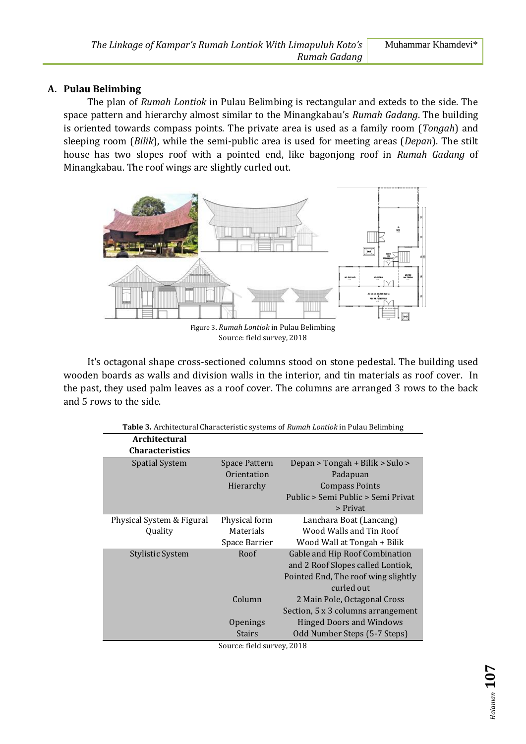## A. Pulau Belimbing

The plan of *Rumah Lontiok* in Pulau Belimbing is rectangular and exteds to the side. The space pattern and hierarchy almost similar to the Minangkabau's *Rumah Gadang*. The building is oriented towards compass points. The private area is used as a family room (*Tongah*) and sleeping room (*Bilik*), while the semi-public area is used for meeting areas (*Depan*). The stilt house has two slopes roof with a pointed end, like bagonjong roof in *Rumah Gadang* of Minangkabau. The roof wings are slightly curled out.

Figure 3. *Rumah Lontiok* in Pulau Belimbing
Source: field survey, 2018

It's octagonal shape cross-sectioned columns stood on stone pedestal. The building used wooden boards as walls and division walls in the interior, and tin materials as roof cover. In the past, they used palm leaves as a roof cover. The columns are arranged 3 rows to the back and 5 rows to the side.

**Table 3.** Architectural Characteristic systems of *Rumah Lontiok* in Pulau Belimbing

| Architectural Characteristics | | |
|---|---|---|
| Spatial System | Space Pattern<br>Orientation<br>Hierarchy | Depan > Tongah + Bilik > Sulo > Padapuan<br>Compass Points<br>Public > Semi Public > Semi Privat > Privat |
| Physical System & Figural Quality | Physical form<br>Materials<br>Space Barrier | Lanchara Boat (Lancang)<br>Wood Walls and Tin Roof<br>Wood Wall at Tongah + Bilik |
| Stylistic System | Roof<br><br>Column<br>Openings<br>Stairs | Gable and Hip Roof Combination and 2 Roof Slopes called Lontiok, Pointed End, The roof wing slightly curled out<br>2 Main Pole, Octagonal Cross Section, 5 x 3 columns arrangement<br>Hinged Doors and Windows<br>Odd Number Steps (5-7 Steps) |

Source: field survey, 2018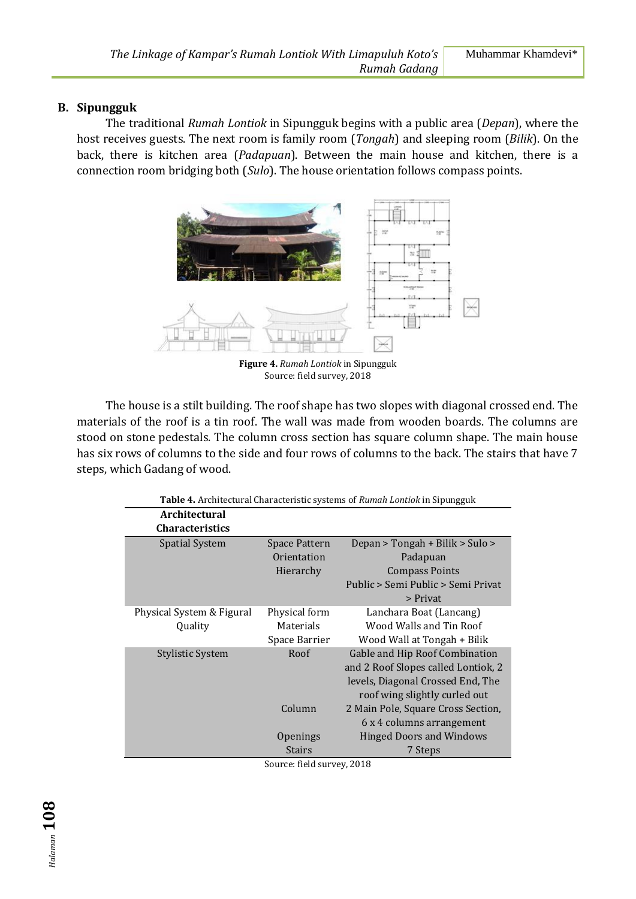## B. Sipungguk

The traditional *Rumah Lontiok* in Sipungguk begins with a public area (*Depan*), where the host receives guests. The next room is family room (*Tongah*) and sleeping room (*Bilik*). On the back, there is kitchen area (*Padapuan*). Between the main house and kitchen, there is a connection room bridging both (*Sulo*). The house orientation follows compass points.

**Figure 4.** *Rumah Lontiok* in Sipungguk
Source: field survey, 2018

The house is a stilt building. The roof shape has two slopes with diagonal crossed end. The materials of the roof is a tin roof. The wall was made from wooden boards. The columns are stood on stone pedestals. The column cross section has square column shape. The main house has six rows of columns to the side and four rows of columns to the back. The stairs that have 7 steps, which Gadang of wood.

**Table 4.** Architectural Characteristic systems of *Rumah Lontiok* in Sipungguk

| Architectural Characteristics | | |
|---|---|---|
| Spatial System | Space Pattern | Depan > Tongah + Bilik > Sulo > Padapuan |
| | Orientation | Compass Points |
| | Hierarchy | Public > Semi Public > Semi Privat > Privat |
| Physical System & Figural Quality | Physical form | Lanchara Boat (Lancang) |
| | Materials | Wood Walls and Tin Roof |
| | Space Barrier | Wood Wall at Tongah + Bilik |
| Stylistic System | Roof | Gable and Hip Roof Combination and 2 Roof Slopes called Lontiok, 2 levels, Diagonal Crossed End, The roof wing slightly curled out |
| | Column | 2 Main Pole, Square Cross Section, 6 x 4 columns arrangement |
| | Openings | Hinged Doors and Windows |
| | Stairs | 7 Steps |

Source: field survey, 2018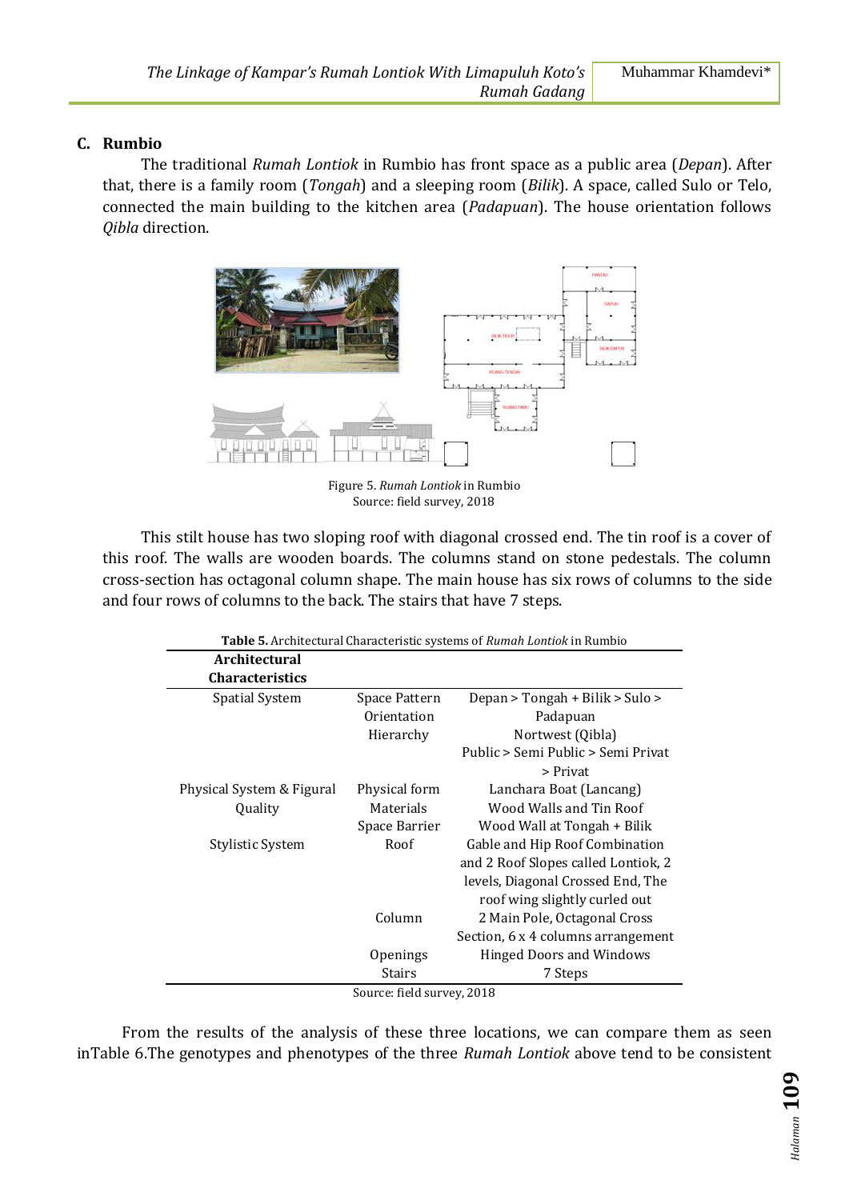### C. Rumbio

The traditional *Rumah Lontiok* in Rumbio has front space as a public area (*Depan*). After that, there is a family room (*Tongah*) and a sleeping room (*Bilik*). A space, called Sulo or Telo, connected the main building to the kitchen area (*Padapuan*). The house orientation follows *Qibla* direction.

Figure 5. *Rumah Lontiok* in Rumbio
Source: field survey, 2018

This stilt house has two sloping roof with diagonal crossed end. The tin roof is a cover of this roof. The walls are wooden boards. The columns stand on stone pedestals. The column cross-section has octagonal column shape. The main house has six rows of columns to the side and four rows of columns to the back. The stairs that have 7 steps.

**Table 5.** Architectural Characteristic systems of *Rumah Lontiok* in Rumbio

| Architectural Characteristics | | |
|---|---|---|
| Spatial System | Space Pattern | Depan > Tongah + Bilik > Sulo > Padapuan |
| | Orientation | Nortwest (Qibla) |
| | Hierarchy | Public > Semi Public > Semi Privat > Privat |
| Physical System & Figural Quality | Physical form | Lanchara Boat (Lancang) |
| | Materials | Wood Walls and Tin Roof |
| | Space Barrier | Wood Wall at Tongah + Bilik |
| Stylistic System | Roof | Gable and Hip Roof Combination and 2 Roof Slopes called Lontiok, 2 levels, Diagonal Crossed End, The roof wing slightly curled out |
| | Column | 2 Main Pole, Octagonal Cross Section, 6 x 4 columns arrangement |
| | Openings | Hinged Doors and Windows |
| | Stairs | 7 Steps |

Source: field survey, 2018

From the results of the analysis of these three locations, we can compare them as seen inTable 6.The genotypes and phenotypes of the three *Rumah Lontiok* above tend to be consistent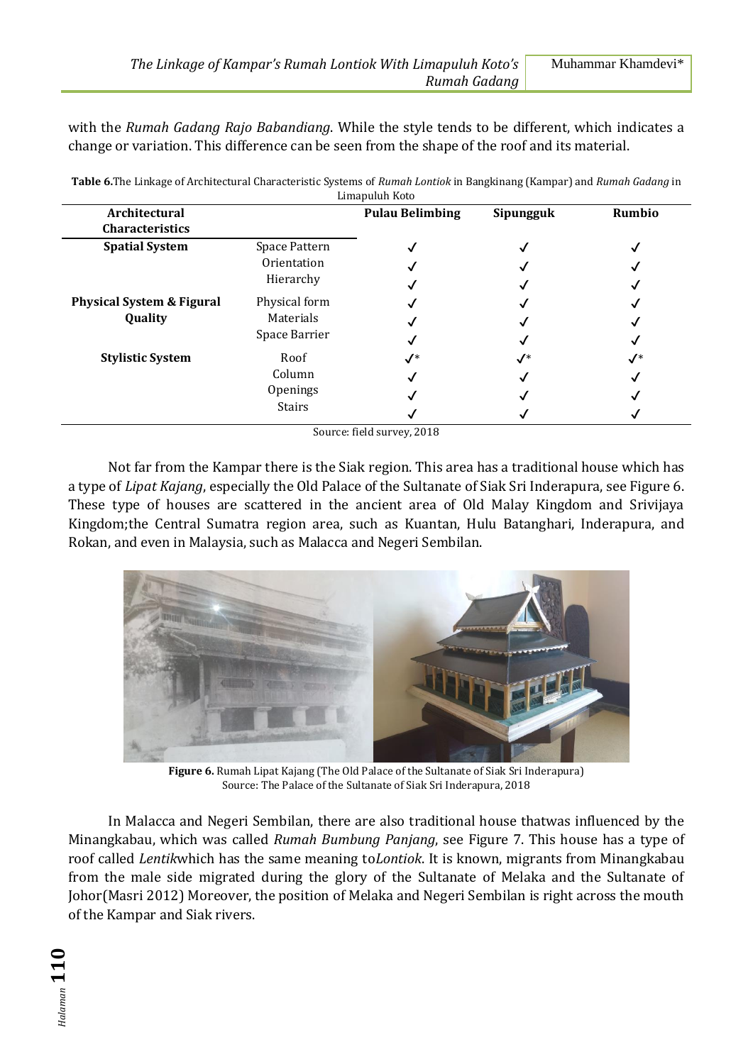with the *Rumah Gadang Rajo Babandiang*. While the style tends to be different, which indicates a change or variation. This difference can be seen from the shape of the roof and its material.

**Table 6.**The Linkage of Architectural Characteristic Systems of *Rumah Lontiok* in Bangkinang (Kampar) and *Rumah Gadang* in Limapuluh Koto

| Architectural Characteristics | | Pulau Belimbing | Sipungguk | Rumbio |
|---|---|---|---|---|
| **Spatial System** | Space Pattern | ✓ | ✓ | ✓ |
| | Orientation | ✓ | ✓ | ✓ |
| | Hierarchy | ✓ | ✓ | ✓ |
| **Physical System & Figural Quality** | Physical form | ✓ | ✓ | ✓ |
| | Materials | ✓ | ✓ | ✓ |
| | Space Barrier | ✓ | ✓ | ✓ |
| **Stylistic System** | Roof | ✓* | ✓* | ✓* |
| | Column | ✓ | ✓ | ✓ |
| | Openings | ✓ | ✓ | ✓ |
| | Stairs | ✓ | ✓ | ✓ |

Source: field survey, 2018

Not far from the Kampar there is the Siak region. This area has a traditional house which has a type of *Lipat Kajang*, especially the Old Palace of the Sultanate of Siak Sri Inderapura, see Figure 6. These type of houses are scattered in the ancient area of Old Malay Kingdom and Srivijaya Kingdom;the Central Sumatra region area, such as Kuantan, Hulu Batanghari, Inderapura, and Rokan, and even in Malaysia, such as Malacca and Negeri Sembilan.

**Figure 6.** Rumah Lipat Kajang (The Old Palace of the Sultanate of Siak Sri Inderapura)
Source: The Palace of the Sultanate of Siak Sri Inderapura, 2018

In Malacca and Negeri Sembilan, there are also traditional house thatwas influenced by the Minangkabau, which was called *Rumah Bumbung Panjang*, see Figure 7. This house has a type of roof called *Lentik*which has the same meaning to*Lontiok*. It is known, migrants from Minangkabau from the male side migrated during the glory of the Sultanate of Melaka and the Sultanate of Johor(Masri 2012) Moreover, the position of Melaka and Negeri Sembilan is right across the mouth of the Kampar and Siak rivers.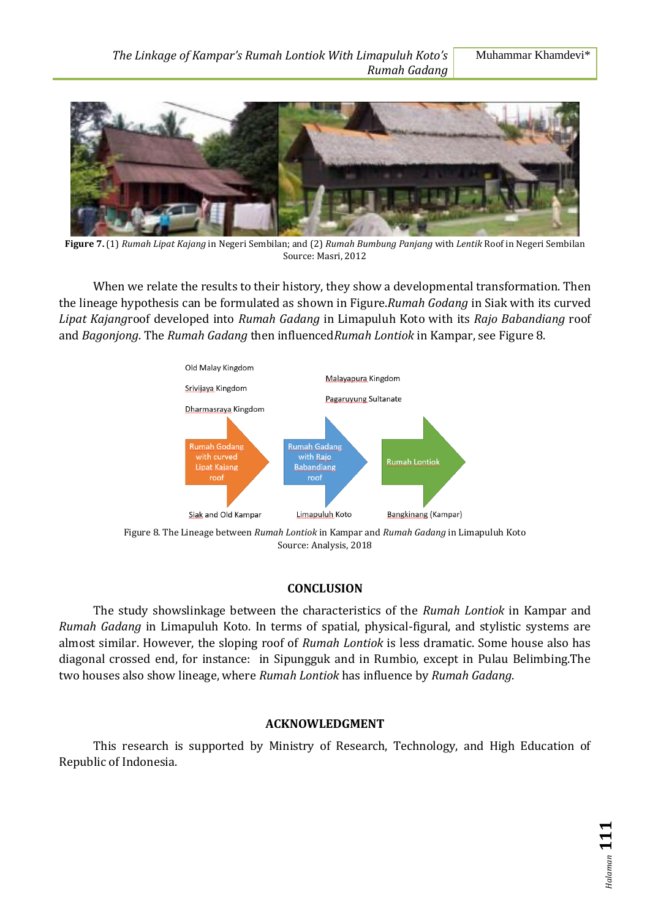**Figure 7.** (1) *Rumah Lipat Kajang* in Negeri Sembilan; and (2) *Rumah Bumbung Panjang* with *Lentik* Roof in Negeri Sembilan
Source: Masri, 2012

When we relate the results to their history, they show a developmental transformation. Then the lineage hypothesis can be formulated as shown in Figure.*Rumah Godang* in Siak with its curved *Lipat Kajang*roof developed into *Rumah Gadang* in Limapuluh Koto with its *Rajo Babandiang* roof and *Bagonjong*. The *Rumah Gadang* then influenced*Rumah Lontiok* in Kampar, see Figure 8.

Old Malay Kingdom
Srivijaya Kingdom
Dharmasraya Kingdom

Malayapura Kingdom
Pagaruyung Sultanate

Rumah Godang with curved Lipat Kajang roof → Rumah Gadang with Rajo Babandiang roof → Rumah Lontiok

Siak and Old Kampar | Limapuluh Koto | Bangkinang (Kampar)

Figure 8. The Lineage between *Rumah Lontiok* in Kampar and *Rumah Gadang* in Limapuluh Koto
Source: Analysis, 2018

## CONCLUSION

The study showslinkage between the characteristics of the *Rumah Lontiok* in Kampar and *Rumah Gadang* in Limapuluh Koto. In terms of spatial, physical-figural, and stylistic systems are almost similar. However, the sloping roof of *Rumah Lontiok* is less dramatic. Some house also has diagonal crossed end, for instance: in Sipungguk and in Rumbio, except in Pulau Belimbing.The two houses also show lineage, where *Rumah Lontiok* has influence by *Rumah Gadang*.

## ACKNOWLEDGMENT

This research is supported by Ministry of Research, Technology, and High Education of Republic of Indonesia.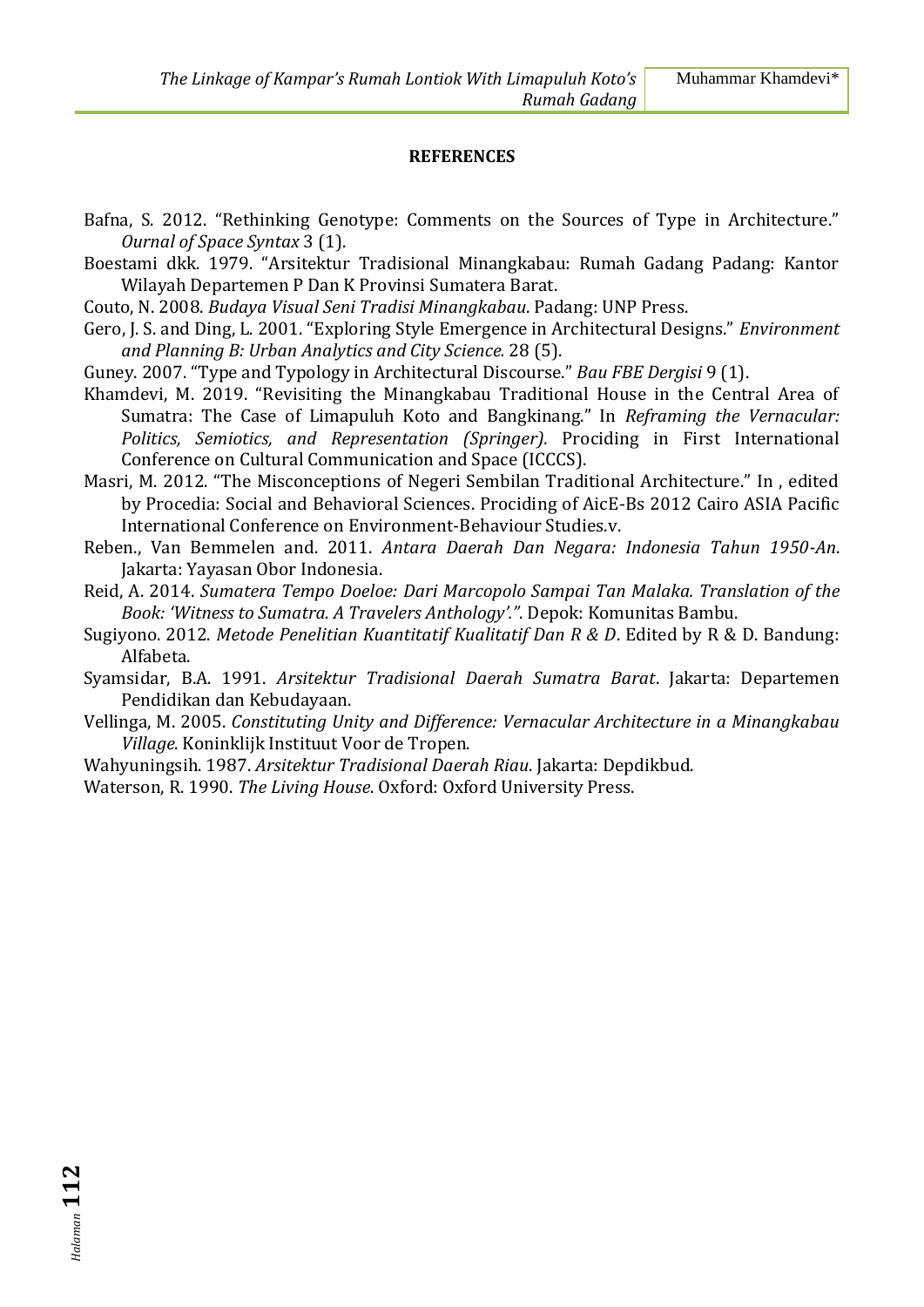**REFERENCES**

Bafna, S. 2012. "Rethinking Genotype: Comments on the Sources of Type in Architecture." *Ournal of Space Syntax* 3 (1).

Boestami dkk. 1979. "Arsitektur Tradisional Minangkabau: Rumah Gadang Padang: Kantor Wilayah Departemen P Dan K Provinsi Sumatera Barat.

Couto, N. 2008. *Budaya Visual Seni Tradisi Minangkabau*. Padang: UNP Press.

Gero, J. S. and Ding, L. 2001. "Exploring Style Emergence in Architectural Designs." *Environment and Planning B: Urban Analytics and City Science.* 28 (5).

Guney. 2007. "Type and Typology in Architectural Discourse." *Bau FBE Dergisi* 9 (1).

Khamdevi, M. 2019. "Revisiting the Minangkabau Traditional House in the Central Area of Sumatra: The Case of Limapuluh Koto and Bangkinang." In *Reframing the Vernacular: Politics, Semiotics, and Representation (Springer).* Prociding in First International Conference on Cultural Communication and Space (ICCCS).

Masri, M. 2012. "The Misconceptions of Negeri Sembilan Traditional Architecture." In , edited by Procedia: Social and Behavioral Sciences. Prociding of AicE-Bs 2012 Cairo ASIA Pacific International Conference on Environment-Behaviour Studies.v.

Reben., Van Bemmelen and. 2011. *Antara Daerah Dan Negara: Indonesia Tahun 1950-An*. Jakarta: Yayasan Obor Indonesia.

Reid, A. 2014. *Sumatera Tempo Doeloe: Dari Marcopolo Sampai Tan Malaka. Translation of the Book: 'Witness to Sumatra. A Travelers Anthology'."*. Depok: Komunitas Bambu.

Sugiyono. 2012. *Metode Penelitian Kuantitatif Kualitatif Dan R & D*. Edited by R & D. Bandung: Alfabeta.

Syamsidar, B.A. 1991. *Arsitektur Tradisional Daerah Sumatra Barat*. Jakarta: Departemen Pendidikan dan Kebudayaan.

Vellinga, M. 2005. *Constituting Unity and Difference: Vernacular Architecture in a Minangkabau Village*. Koninklijk Instituut Voor de Tropen.

Wahyuningsih. 1987. *Arsitektur Tradisional Daerah Riau*. Jakarta: Depdikbud.

Waterson, R. 1990. *The Living House*. Oxford: Oxford University Press.